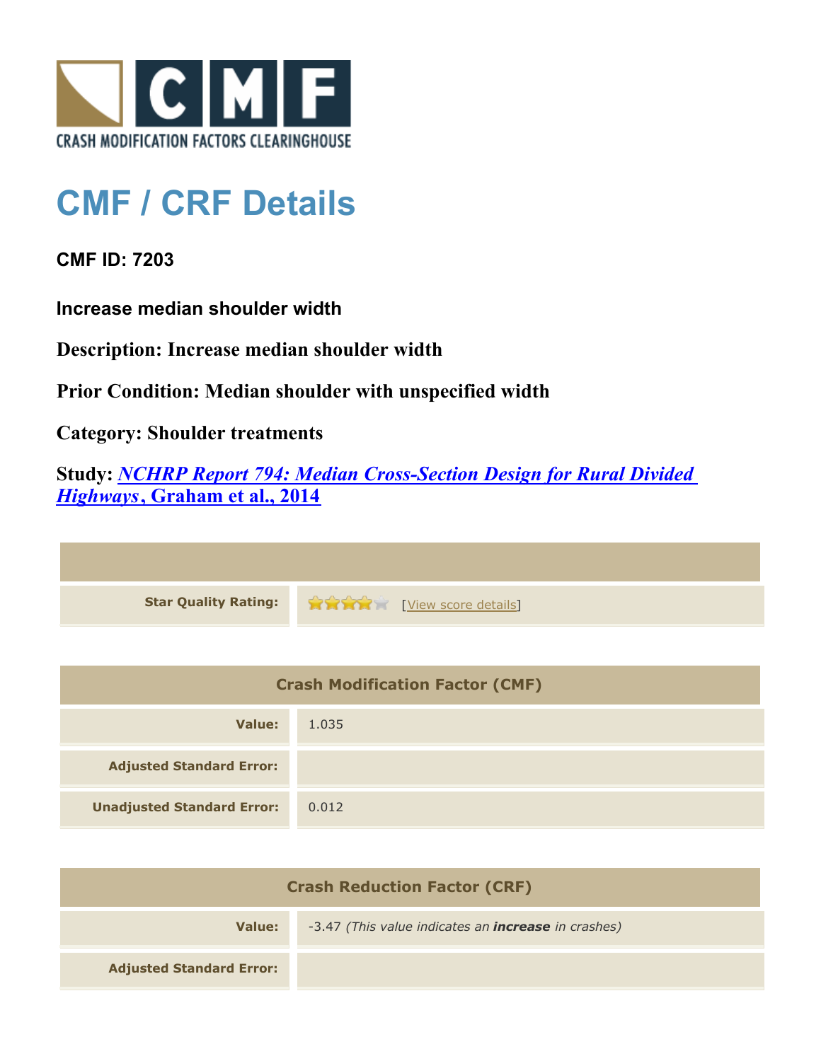CRASH MODIFICATION FACTORS CLEARINGHOUSE

# CMF / CRF Details

## CMF ID: 7203

### Increase median shoulder width

**Description: Increase median shoulder width**

**Prior Condition: Median shoulder with unspecified width**

**Category: Shoulder treatments**

**Study: *NCHRP Report 794: Median Cross-Section Design for Rural Divided Highways*, Graham et al., 2014**

| | |
|---|---|
| **Star Quality Rating:** | 4 of 5 stars [View score details] |

| Crash Modification Factor (CMF) | |
|---|---|
| **Value:** | 1.035 |
| **Adjusted Standard Error:** | |
| **Unadjusted Standard Error:** | 0.012 |

| Crash Reduction Factor (CRF) | |
|---|---|
| **Value:** | -3.47 *(This value indicates an **increase** in crashes)* |
| **Adjusted Standard Error:** | |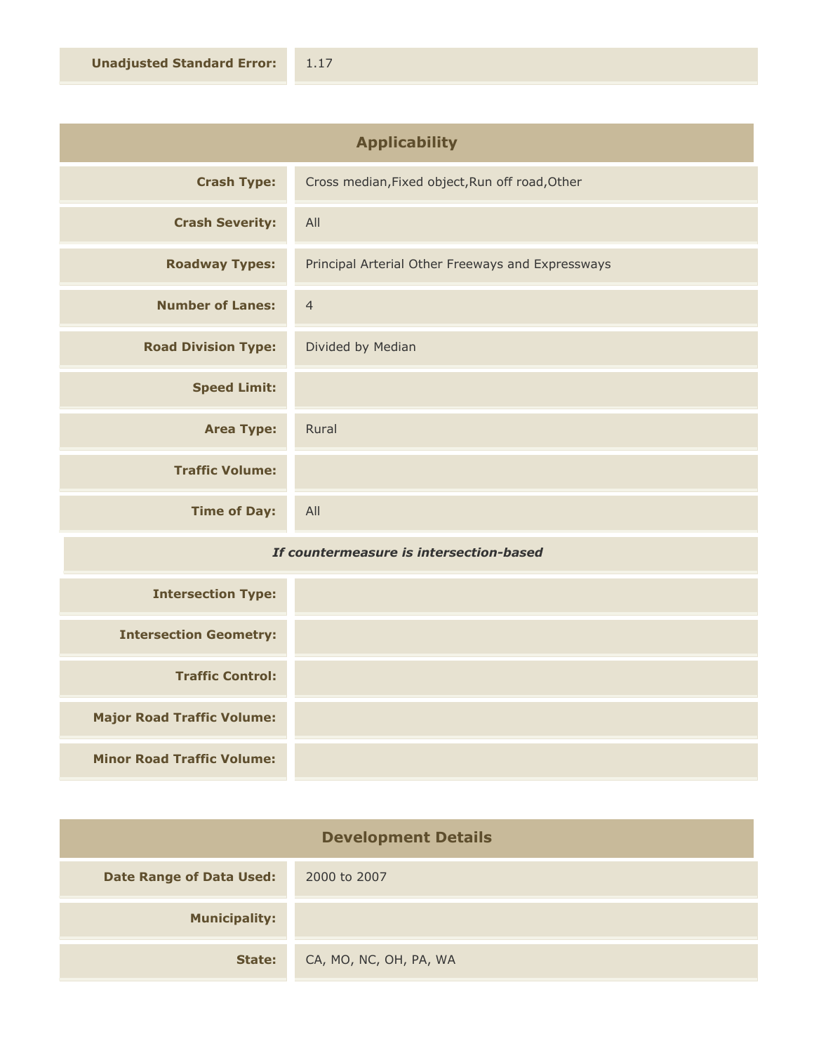| | |
|---|---|
| **Unadjusted Standard Error:** | 1.17 |

## Applicability

| | |
|---|---|
| **Crash Type:** | Cross median,Fixed object,Run off road,Other |
| **Crash Severity:** | All |
| **Roadway Types:** | Principal Arterial Other Freeways and Expressways |
| **Number of Lanes:** | 4 |
| **Road Division Type:** | Divided by Median |
| **Speed Limit:** | |
| **Area Type:** | Rural |
| **Traffic Volume:** | |
| **Time of Day:** | All |

***If countermeasure is intersection-based***

| | |
|---|---|
| **Intersection Type:** | |
| **Intersection Geometry:** | |
| **Traffic Control:** | |
| **Major Road Traffic Volume:** | |
| **Minor Road Traffic Volume:** | |

## Development Details

| | |
|---|---|
| **Date Range of Data Used:** | 2000 to 2007 |
| **Municipality:** | |
| **State:** | CA, MO, NC, OH, PA, WA |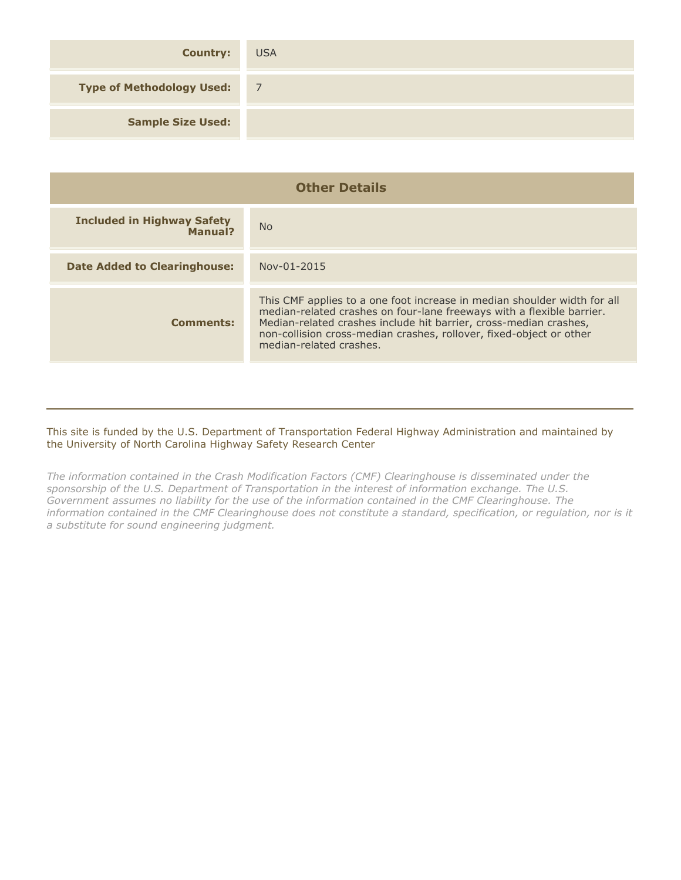| | |
|---|---|
| **Country:** | USA |
| **Type of Methodology Used:** | 7 |
| **Sample Size Used:** | |

## Other Details

| | |
|---|---|
| **Included in Highway Safety Manual?** | No |
| **Date Added to Clearinghouse:** | Nov-01-2015 |
| **Comments:** | This CMF applies to a one foot increase in median shoulder width for all median-related crashes on four-lane freeways with a flexible barrier. Median-related crashes include hit barrier, cross-median crashes, non-collision cross-median crashes, rollover, fixed-object or other median-related crashes. |

---

This site is funded by the U.S. Department of Transportation Federal Highway Administration and maintained by the University of North Carolina Highway Safety Research Center

*The information contained in the Crash Modification Factors (CMF) Clearinghouse is disseminated under the sponsorship of the U.S. Department of Transportation in the interest of information exchange. The U.S. Government assumes no liability for the use of the information contained in the CMF Clearinghouse. The information contained in the CMF Clearinghouse does not constitute a standard, specification, or regulation, nor is it a substitute for sound engineering judgment.*